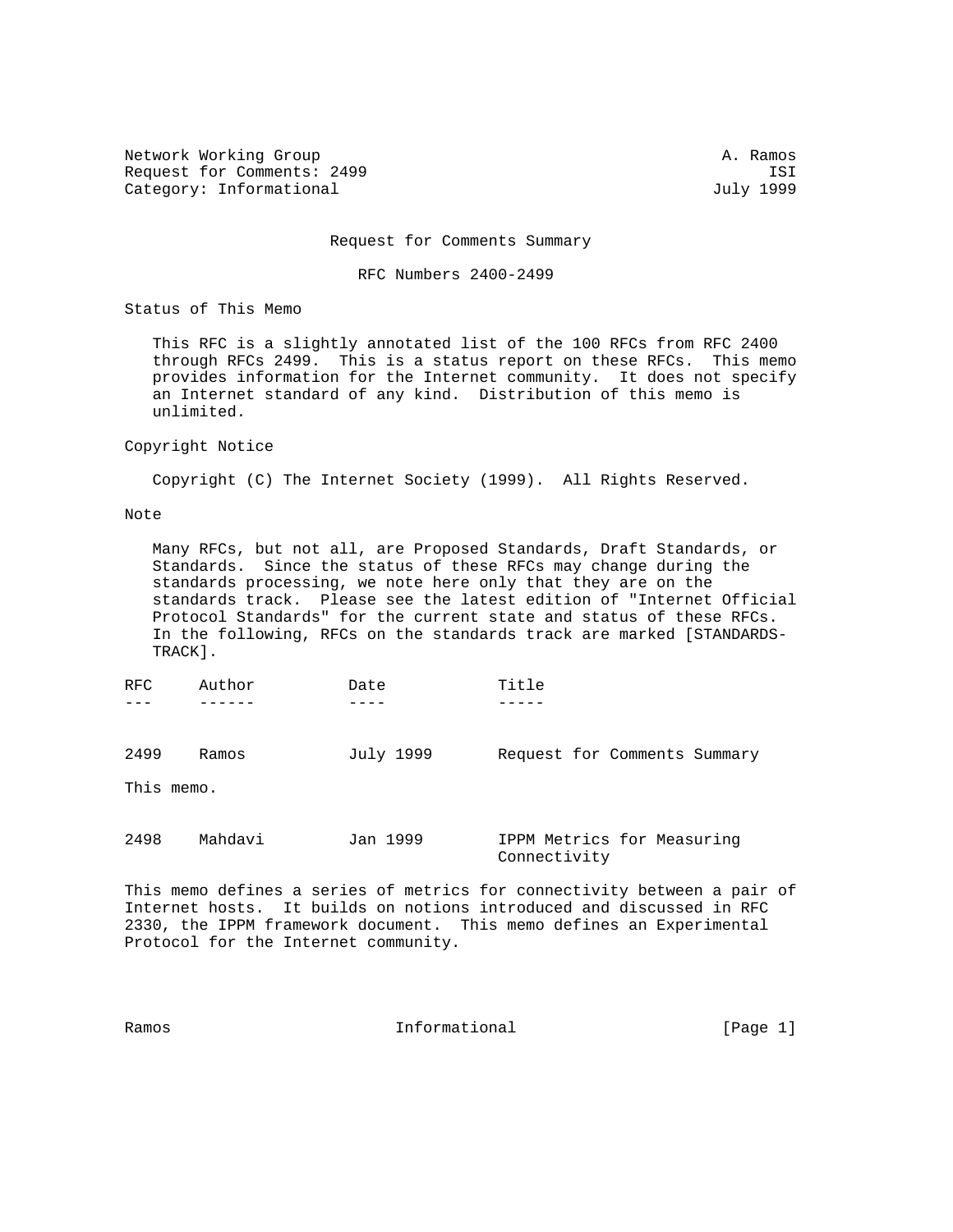Network Working Group A. Ramos
Request for Comments: 2499 ISI
Category: Informational July 1999

# Request for Comments Summary

## RFC Numbers 2400-2499

### Status of This Memo

This RFC is a slightly annotated list of the 100 RFCs from RFC 2400 through RFCs 2499. This is a status report on these RFCs. This memo provides information for the Internet community. It does not specify an Internet standard of any kind. Distribution of this memo is unlimited.

### Copyright Notice

Copyright (C) The Internet Society (1999). All Rights Reserved.

### Note

Many RFCs, but not all, are Proposed Standards, Draft Standards, or Standards. Since the status of these RFCs may change during the standards processing, we note here only that they are on the standards track. Please see the latest edition of "Internet Official Protocol Standards" for the current state and status of these RFCs. In the following, RFCs on the standards track are marked [STANDARDS-TRACK].

| RFC | Author | Date | Title |
| --- | --- | --- | --- |
| 2499 | Ramos | July 1999 | Request for Comments Summary |

This memo.

| RFC | Author | Date | Title |
| --- | --- | --- | --- |
| 2498 | Mahdavi | Jan 1999 | IPPM Metrics for Measuring Connectivity |

This memo defines a series of metrics for connectivity between a pair of Internet hosts. It builds on notions introduced and discussed in RFC 2330, the IPPM framework document. This memo defines an Experimental Protocol for the Internet community.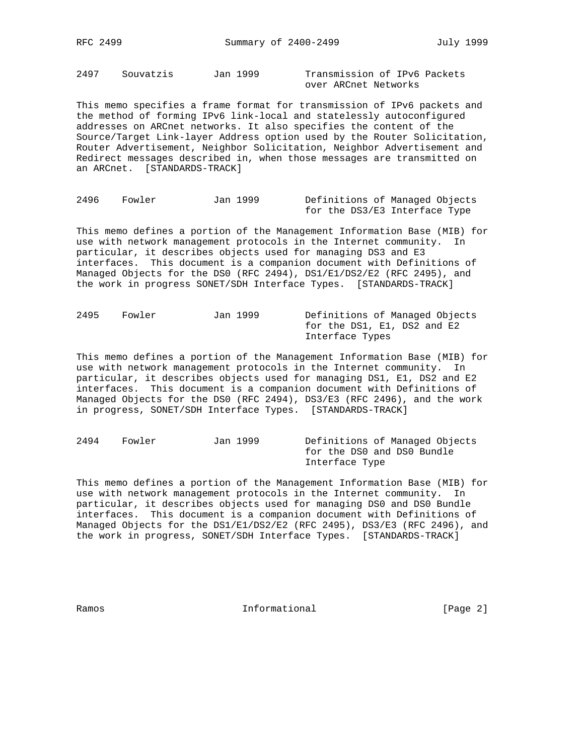2497 Souvatzis Jan 1999 Transmission of IPv6 Packets over ARCnet Networks

This memo specifies a frame format for transmission of IPv6 packets and the method of forming IPv6 link-local and statelessly autoconfigured addresses on ARCnet networks. It also specifies the content of the Source/Target Link-layer Address option used by the Router Solicitation, Router Advertisement, Neighbor Solicitation, Neighbor Advertisement and Redirect messages described in, when those messages are transmitted on an ARCnet. [STANDARDS-TRACK]

2496 Fowler Jan 1999 Definitions of Managed Objects for the DS3/E3 Interface Type

This memo defines a portion of the Management Information Base (MIB) for use with network management protocols in the Internet community. In particular, it describes objects used for managing DS3 and E3 interfaces. This document is a companion document with Definitions of Managed Objects for the DS0 (RFC 2494), DS1/E1/DS2/E2 (RFC 2495), and the work in progress SONET/SDH Interface Types. [STANDARDS-TRACK]

2495 Fowler Jan 1999 Definitions of Managed Objects for the DS1, E1, DS2 and E2 Interface Types

This memo defines a portion of the Management Information Base (MIB) for use with network management protocols in the Internet community. In particular, it describes objects used for managing DS1, E1, DS2 and E2 interfaces. This document is a companion document with Definitions of Managed Objects for the DS0 (RFC 2494), DS3/E3 (RFC 2496), and the work in progress, SONET/SDH Interface Types. [STANDARDS-TRACK]

2494 Fowler Jan 1999 Definitions of Managed Objects for the DS0 and DS0 Bundle Interface Type

This memo defines a portion of the Management Information Base (MIB) for use with network management protocols in the Internet community. In particular, it describes objects used for managing DS0 and DS0 Bundle interfaces. This document is a companion document with Definitions of Managed Objects for the DS1/E1/DS2/E2 (RFC 2495), DS3/E3 (RFC 2496), and the work in progress, SONET/SDH Interface Types. [STANDARDS-TRACK]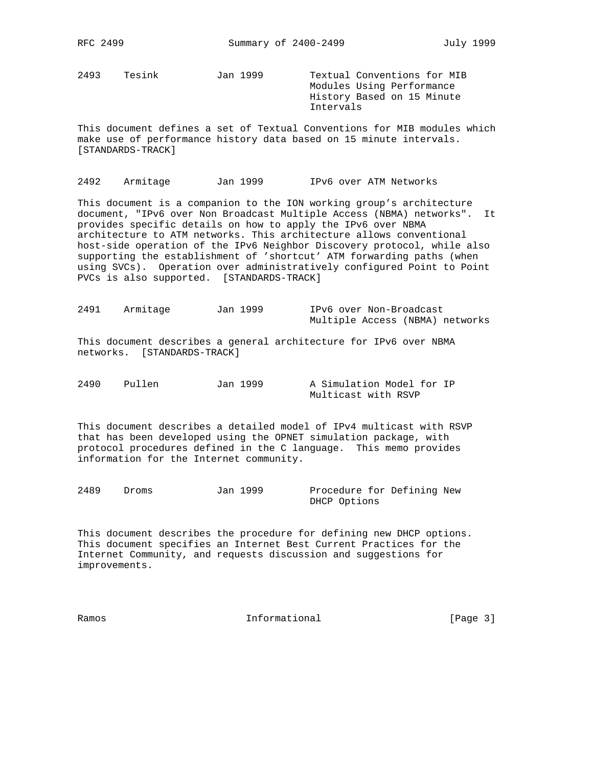2493    Tesink          Jan 1999        Textual Conventions for MIB Modules Using Performance History Based on 15 Minute Intervals

This document defines a set of Textual Conventions for MIB modules which make use of performance history data based on 15 minute intervals. [STANDARDS-TRACK]

2492    Armitage        Jan 1999        IPv6 over ATM Networks

This document is a companion to the ION working group's architecture document, "IPv6 over Non Broadcast Multiple Access (NBMA) networks". It provides specific details on how to apply the IPv6 over NBMA architecture to ATM networks. This architecture allows conventional host-side operation of the IPv6 Neighbor Discovery protocol, while also supporting the establishment of 'shortcut' ATM forwarding paths (when using SVCs). Operation over administratively configured Point to Point PVCs is also supported. [STANDARDS-TRACK]

2491    Armitage        Jan 1999        IPv6 over Non-Broadcast Multiple Access (NBMA) networks

This document describes a general architecture for IPv6 over NBMA networks. [STANDARDS-TRACK]

2490    Pullen          Jan 1999        A Simulation Model for IP Multicast with RSVP

This document describes a detailed model of IPv4 multicast with RSVP that has been developed using the OPNET simulation package, with protocol procedures defined in the C language. This memo provides information for the Internet community.

2489    Droms           Jan 1999        Procedure for Defining New DHCP Options

This document describes the procedure for defining new DHCP options. This document specifies an Internet Best Current Practices for the Internet Community, and requests discussion and suggestions for improvements.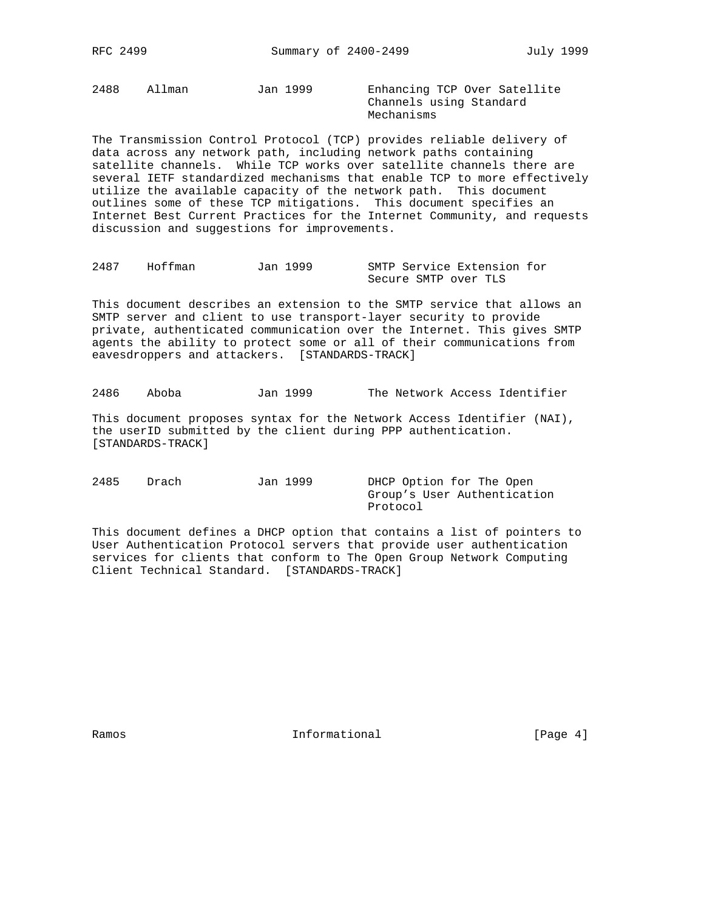2488    Allman    Jan 1999    Enhancing TCP Over Satellite Channels using Standard Mechanisms

The Transmission Control Protocol (TCP) provides reliable delivery of data across any network path, including network paths containing satellite channels. While TCP works over satellite channels there are several IETF standardized mechanisms that enable TCP to more effectively utilize the available capacity of the network path. This document outlines some of these TCP mitigations. This document specifies an Internet Best Current Practices for the Internet Community, and requests discussion and suggestions for improvements.

2487    Hoffman    Jan 1999    SMTP Service Extension for Secure SMTP over TLS

This document describes an extension to the SMTP service that allows an SMTP server and client to use transport-layer security to provide private, authenticated communication over the Internet. This gives SMTP agents the ability to protect some or all of their communications from eavesdroppers and attackers. [STANDARDS-TRACK]

2486    Aboba    Jan 1999    The Network Access Identifier

This document proposes syntax for the Network Access Identifier (NAI), the userID submitted by the client during PPP authentication. [STANDARDS-TRACK]

2485    Drach    Jan 1999    DHCP Option for The Open Group's User Authentication Protocol

This document defines a DHCP option that contains a list of pointers to User Authentication Protocol servers that provide user authentication services for clients that conform to The Open Group Network Computing Client Technical Standard. [STANDARDS-TRACK]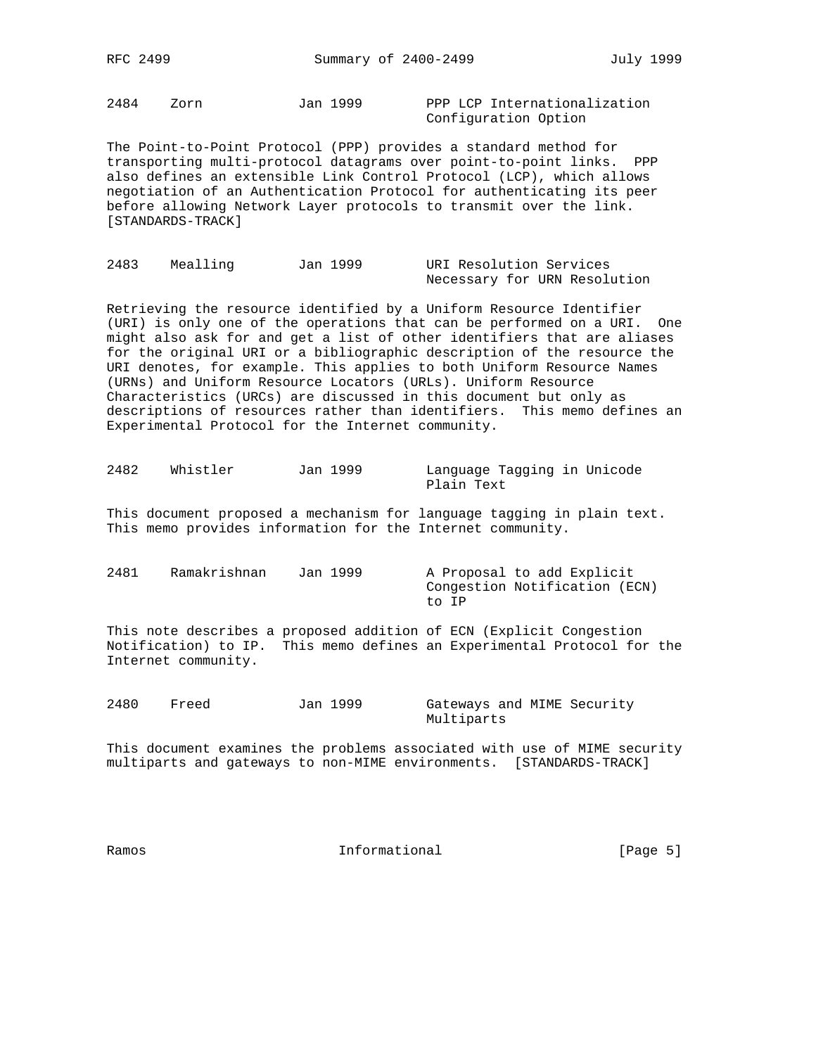2484    Zorn            Jan 1999        PPP LCP Internationalization
                                        Configuration Option

The Point-to-Point Protocol (PPP) provides a standard method for transporting multi-protocol datagrams over point-to-point links. PPP also defines an extensible Link Control Protocol (LCP), which allows negotiation of an Authentication Protocol for authenticating its peer before allowing Network Layer protocols to transmit over the link. [STANDARDS-TRACK]

2483    Mealling        Jan 1999        URI Resolution Services
                                        Necessary for URN Resolution

Retrieving the resource identified by a Uniform Resource Identifier (URI) is only one of the operations that can be performed on a URI. One might also ask for and get a list of other identifiers that are aliases for the original URI or a bibliographic description of the resource the URI denotes, for example. This applies to both Uniform Resource Names (URNs) and Uniform Resource Locators (URLs). Uniform Resource Characteristics (URCs) are discussed in this document but only as descriptions of resources rather than identifiers. This memo defines an Experimental Protocol for the Internet community.

2482    Whistler        Jan 1999        Language Tagging in Unicode
                                        Plain Text

This document proposed a mechanism for language tagging in plain text. This memo provides information for the Internet community.

2481    Ramakrishnan    Jan 1999        A Proposal to add Explicit
                                        Congestion Notification (ECN)
                                        to IP

This note describes a proposed addition of ECN (Explicit Congestion Notification) to IP. This memo defines an Experimental Protocol for the Internet community.

2480    Freed           Jan 1999        Gateways and MIME Security
                                        Multiparts

This document examines the problems associated with use of MIME security multiparts and gateways to non-MIME environments. [STANDARDS-TRACK]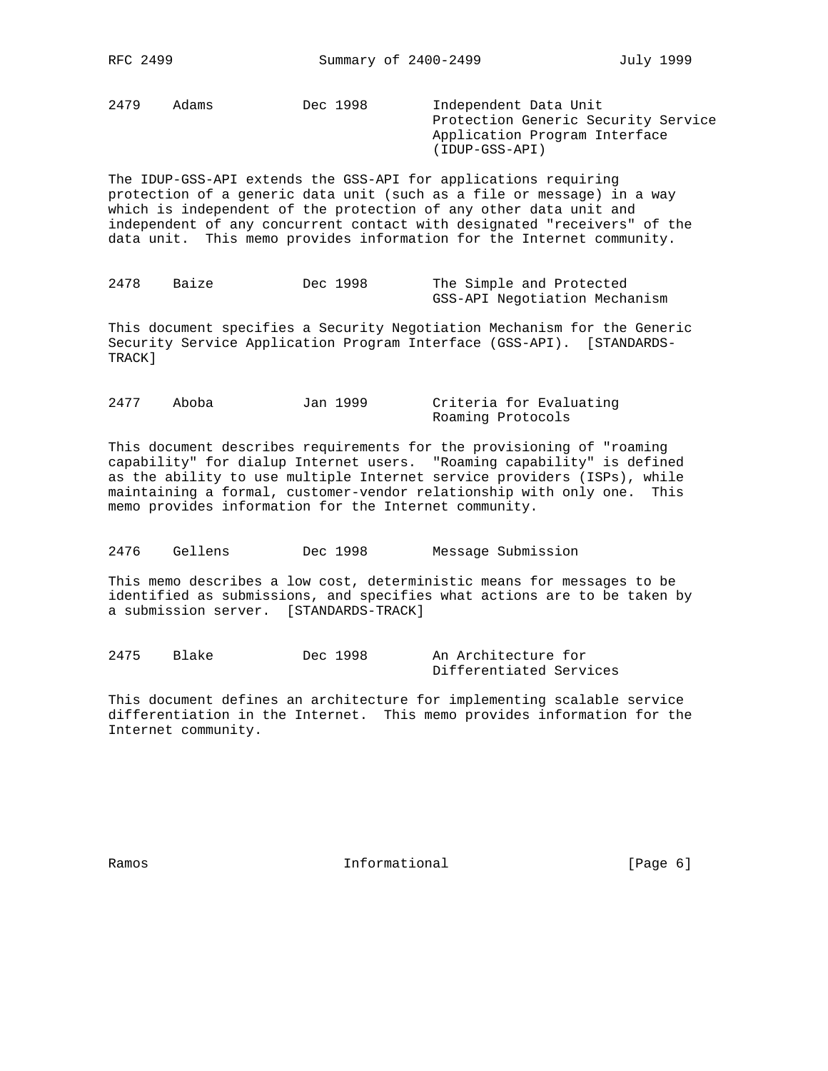2479    Adams    Dec 1998    Independent Data Unit Protection Generic Security Service Application Program Interface (IDUP-GSS-API)

The IDUP-GSS-API extends the GSS-API for applications requiring protection of a generic data unit (such as a file or message) in a way which is independent of the protection of any other data unit and independent of any concurrent contact with designated "receivers" of the data unit. This memo provides information for the Internet community.

2478    Baize    Dec 1998    The Simple and Protected GSS-API Negotiation Mechanism

This document specifies a Security Negotiation Mechanism for the Generic Security Service Application Program Interface (GSS-API). [STANDARDS-TRACK]

2477    Aboba    Jan 1999    Criteria for Evaluating Roaming Protocols

This document describes requirements for the provisioning of "roaming capability" for dialup Internet users. "Roaming capability" is defined as the ability to use multiple Internet service providers (ISPs), while maintaining a formal, customer-vendor relationship with only one. This memo provides information for the Internet community.

2476    Gellens    Dec 1998    Message Submission

This memo describes a low cost, deterministic means for messages to be identified as submissions, and specifies what actions are to be taken by a submission server. [STANDARDS-TRACK]

2475    Blake    Dec 1998    An Architecture for Differentiated Services

This document defines an architecture for implementing scalable service differentiation in the Internet. This memo provides information for the Internet community.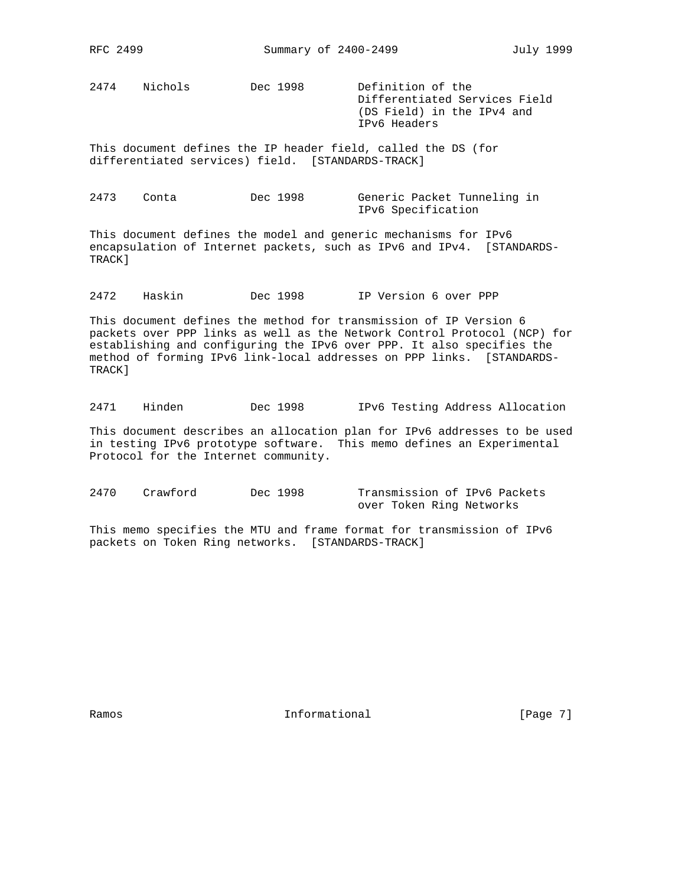2474    Nichols         Dec 1998        Definition of the Differentiated Services Field (DS Field) in the IPv4 and IPv6 Headers

This document defines the IP header field, called the DS (for differentiated services) field. [STANDARDS-TRACK]

2473    Conta           Dec 1998        Generic Packet Tunneling in IPv6 Specification

This document defines the model and generic mechanisms for IPv6 encapsulation of Internet packets, such as IPv6 and IPv4. [STANDARDS-TRACK]

2472    Haskin          Dec 1998        IP Version 6 over PPP

This document defines the method for transmission of IP Version 6 packets over PPP links as well as the Network Control Protocol (NCP) for establishing and configuring the IPv6 over PPP. It also specifies the method of forming IPv6 link-local addresses on PPP links. [STANDARDS-TRACK]

2471    Hinden          Dec 1998        IPv6 Testing Address Allocation

This document describes an allocation plan for IPv6 addresses to be used in testing IPv6 prototype software. This memo defines an Experimental Protocol for the Internet community.

2470    Crawford        Dec 1998        Transmission of IPv6 Packets over Token Ring Networks

This memo specifies the MTU and frame format for transmission of IPv6 packets on Token Ring networks. [STANDARDS-TRACK]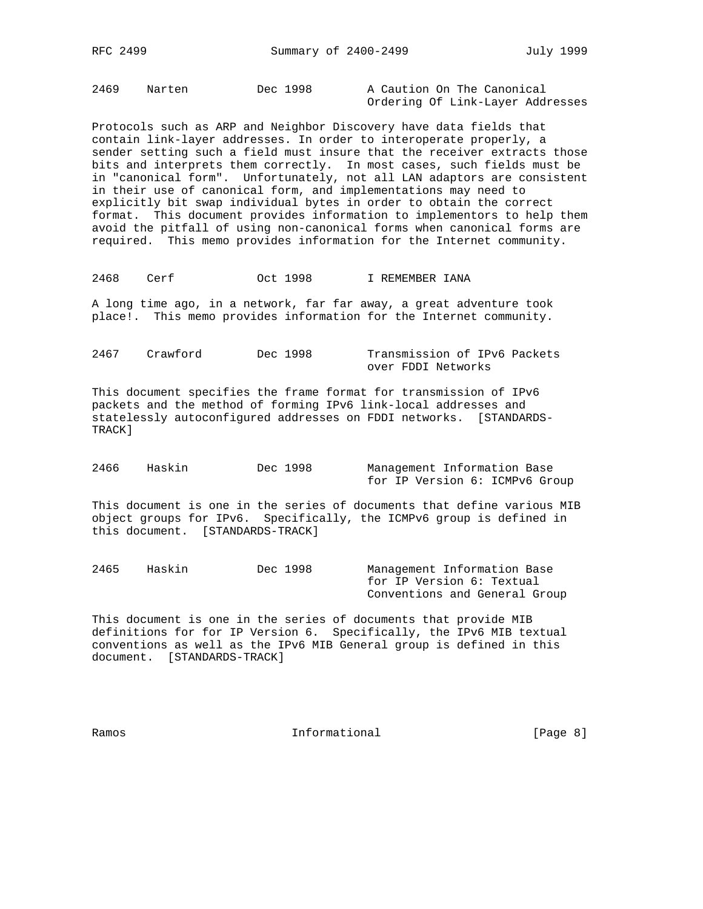2469    Narten          Dec 1998        A Caution On The Canonical Ordering Of Link-Layer Addresses

Protocols such as ARP and Neighbor Discovery have data fields that contain link-layer addresses. In order to interoperate properly, a sender setting such a field must insure that the receiver extracts those bits and interprets them correctly. In most cases, such fields must be in "canonical form". Unfortunately, not all LAN adaptors are consistent in their use of canonical form, and implementations may need to explicitly bit swap individual bytes in order to obtain the correct format. This document provides information to implementors to help them avoid the pitfall of using non-canonical forms when canonical forms are required. This memo provides information for the Internet community.

2468    Cerf            Oct 1998        I REMEMBER IANA

A long time ago, in a network, far far away, a great adventure took place!. This memo provides information for the Internet community.

2467    Crawford        Dec 1998        Transmission of IPv6 Packets over FDDI Networks

This document specifies the frame format for transmission of IPv6 packets and the method of forming IPv6 link-local addresses and statelessly autoconfigured addresses on FDDI networks. [STANDARDS-TRACK]

2466    Haskin          Dec 1998        Management Information Base for IP Version 6: ICMPv6 Group

This document is one in the series of documents that define various MIB object groups for IPv6. Specifically, the ICMPv6 group is defined in this document. [STANDARDS-TRACK]

2465    Haskin          Dec 1998        Management Information Base for IP Version 6: Textual Conventions and General Group

This document is one in the series of documents that provide MIB definitions for for IP Version 6. Specifically, the IPv6 MIB textual conventions as well as the IPv6 MIB General group is defined in this document. [STANDARDS-TRACK]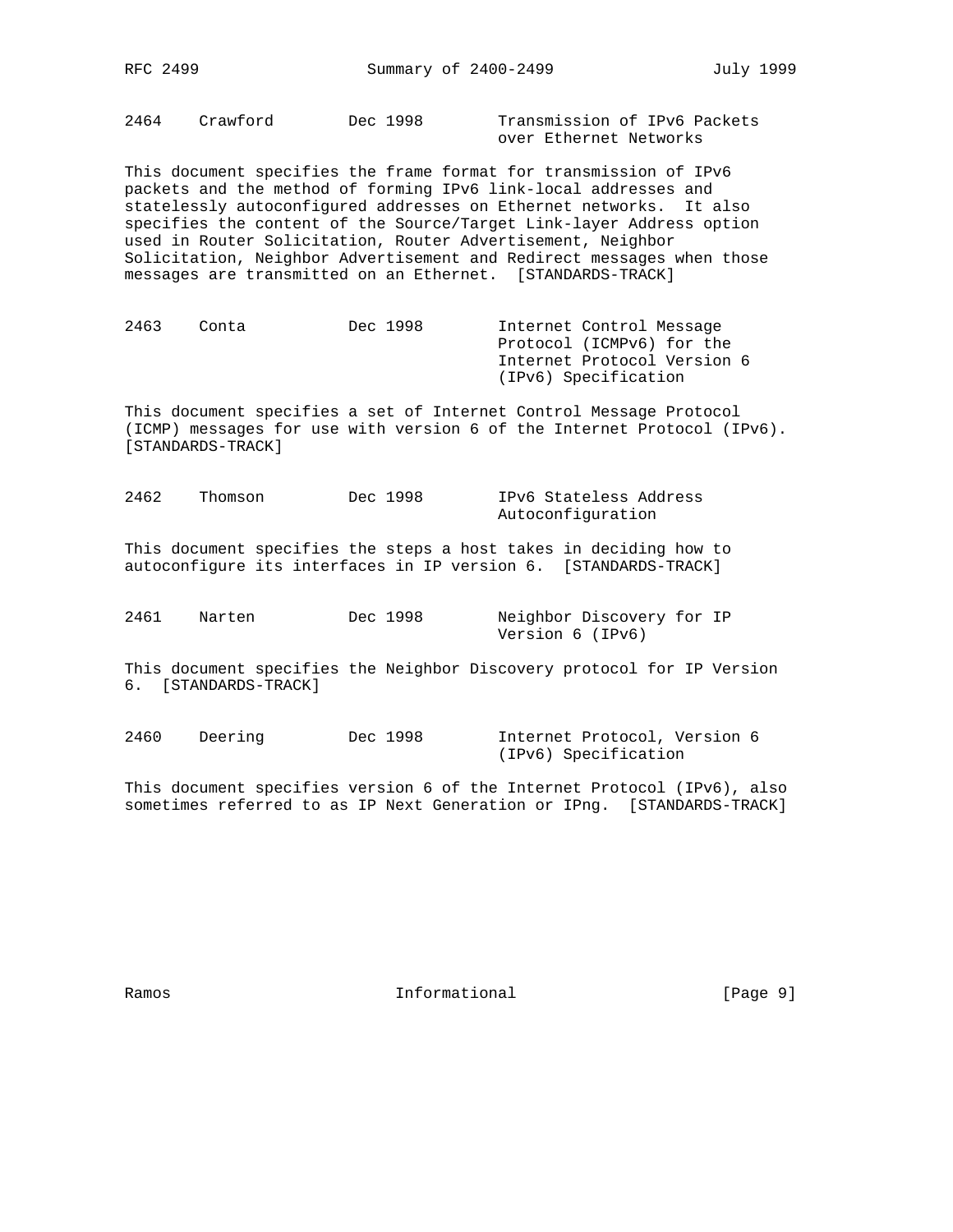2464    Crawford        Dec 1998        Transmission of IPv6 Packets over Ethernet Networks

This document specifies the frame format for transmission of IPv6 packets and the method of forming IPv6 link-local addresses and statelessly autoconfigured addresses on Ethernet networks. It also specifies the content of the Source/Target Link-layer Address option used in Router Solicitation, Router Advertisement, Neighbor Solicitation, Neighbor Advertisement and Redirect messages when those messages are transmitted on an Ethernet. [STANDARDS-TRACK]

2463    Conta           Dec 1998        Internet Control Message Protocol (ICMPv6) for the Internet Protocol Version 6 (IPv6) Specification

This document specifies a set of Internet Control Message Protocol (ICMP) messages for use with version 6 of the Internet Protocol (IPv6). [STANDARDS-TRACK]

2462    Thomson         Dec 1998        IPv6 Stateless Address Autoconfiguration

This document specifies the steps a host takes in deciding how to autoconfigure its interfaces in IP version 6. [STANDARDS-TRACK]

2461    Narten          Dec 1998        Neighbor Discovery for IP Version 6 (IPv6)

This document specifies the Neighbor Discovery protocol for IP Version 6. [STANDARDS-TRACK]

2460    Deering         Dec 1998        Internet Protocol, Version 6 (IPv6) Specification

This document specifies version 6 of the Internet Protocol (IPv6), also sometimes referred to as IP Next Generation or IPng. [STANDARDS-TRACK]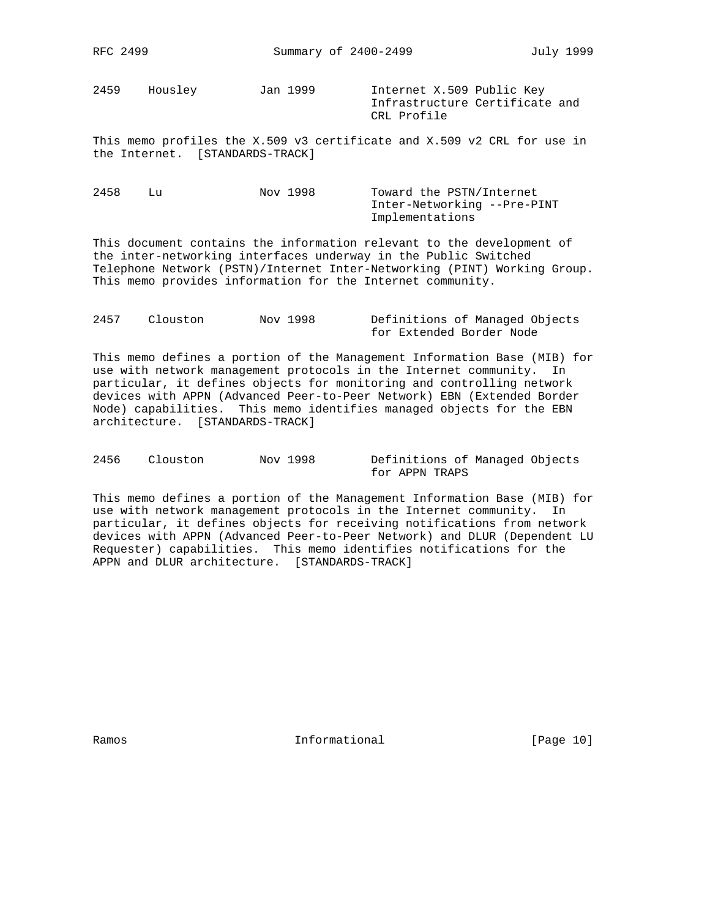2459    Housley         Jan 1999        Internet X.509 Public Key Infrastructure Certificate and CRL Profile

This memo profiles the X.509 v3 certificate and X.509 v2 CRL for use in the Internet.  [STANDARDS-TRACK]

2458    Lu              Nov 1998        Toward the PSTN/Internet Inter-Networking --Pre-PINT Implementations

This document contains the information relevant to the development of the inter-networking interfaces underway in the Public Switched Telephone Network (PSTN)/Internet Inter-Networking (PINT) Working Group. This memo provides information for the Internet community.

2457    Clouston        Nov 1998        Definitions of Managed Objects for Extended Border Node

This memo defines a portion of the Management Information Base (MIB) for use with network management protocols in the Internet community.  In particular, it defines objects for monitoring and controlling network devices with APPN (Advanced Peer-to-Peer Network) EBN (Extended Border Node) capabilities.  This memo identifies managed objects for the EBN architecture.  [STANDARDS-TRACK]

2456    Clouston        Nov 1998        Definitions of Managed Objects for APPN TRAPS

This memo defines a portion of the Management Information Base (MIB) for use with network management protocols in the Internet community.  In particular, it defines objects for receiving notifications from network devices with APPN (Advanced Peer-to-Peer Network) and DLUR (Dependent LU Requester) capabilities.  This memo identifies notifications for the APPN and DLUR architecture.  [STANDARDS-TRACK]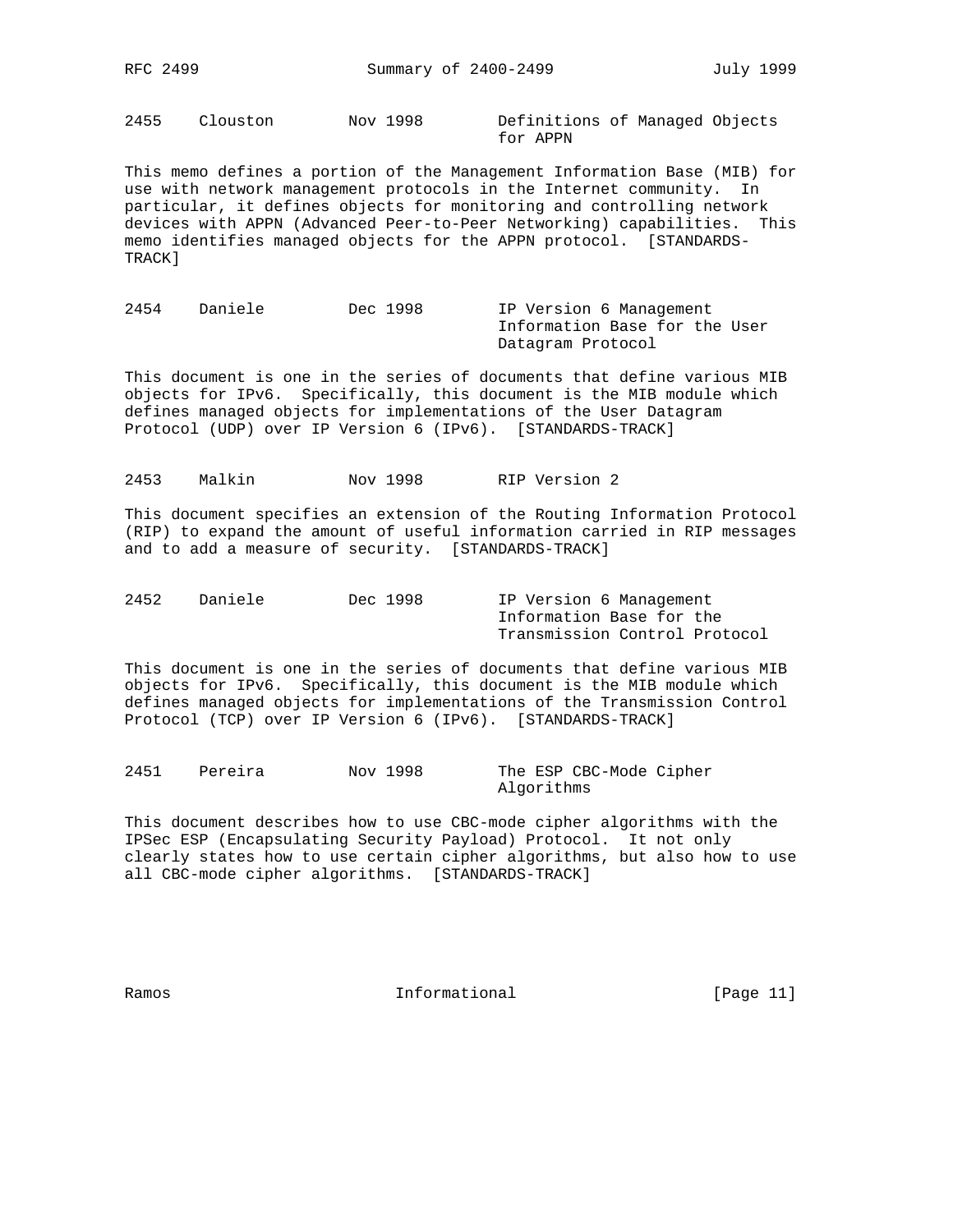2455 Clouston Nov 1998 Definitions of Managed Objects for APPN

This memo defines a portion of the Management Information Base (MIB) for use with network management protocols in the Internet community. In particular, it defines objects for monitoring and controlling network devices with APPN (Advanced Peer-to-Peer Networking) capabilities. This memo identifies managed objects for the APPN protocol. [STANDARDS-TRACK]

2454 Daniele Dec 1998 IP Version 6 Management Information Base for the User Datagram Protocol

This document is one in the series of documents that define various MIB objects for IPv6. Specifically, this document is the MIB module which defines managed objects for implementations of the User Datagram Protocol (UDP) over IP Version 6 (IPv6). [STANDARDS-TRACK]

2453 Malkin Nov 1998 RIP Version 2

This document specifies an extension of the Routing Information Protocol (RIP) to expand the amount of useful information carried in RIP messages and to add a measure of security. [STANDARDS-TRACK]

2452 Daniele Dec 1998 IP Version 6 Management Information Base for the Transmission Control Protocol

This document is one in the series of documents that define various MIB objects for IPv6. Specifically, this document is the MIB module which defines managed objects for implementations of the Transmission Control Protocol (TCP) over IP Version 6 (IPv6). [STANDARDS-TRACK]

2451 Pereira Nov 1998 The ESP CBC-Mode Cipher Algorithms

This document describes how to use CBC-mode cipher algorithms with the IPSec ESP (Encapsulating Security Payload) Protocol. It not only clearly states how to use certain cipher algorithms, but also how to use all CBC-mode cipher algorithms. [STANDARDS-TRACK]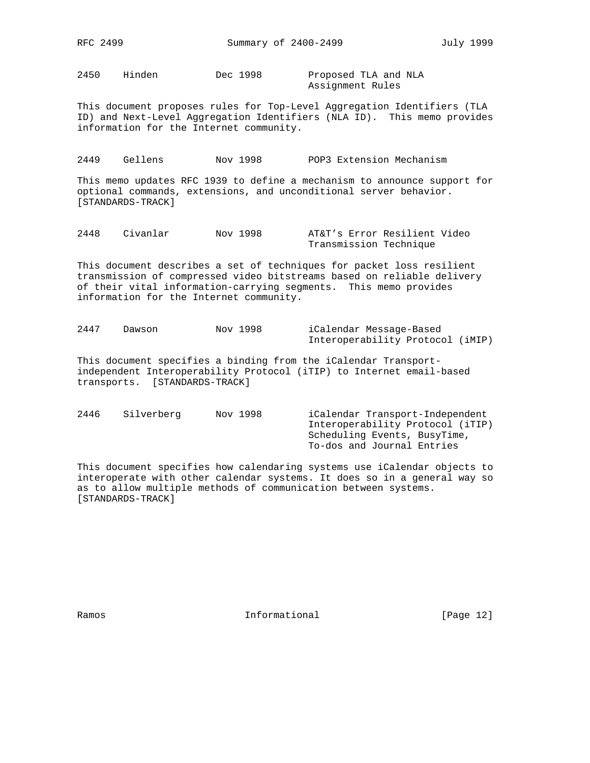2450    Hinden          Dec 1998        Proposed TLA and NLA Assignment Rules

This document proposes rules for Top-Level Aggregation Identifiers (TLA ID) and Next-Level Aggregation Identifiers (NLA ID). This memo provides information for the Internet community.

2449    Gellens         Nov 1998        POP3 Extension Mechanism

This memo updates RFC 1939 to define a mechanism to announce support for optional commands, extensions, and unconditional server behavior. [STANDARDS-TRACK]

2448    Civanlar        Nov 1998        AT&T's Error Resilient Video Transmission Technique

This document describes a set of techniques for packet loss resilient transmission of compressed video bitstreams based on reliable delivery of their vital information-carrying segments. This memo provides information for the Internet community.

2447    Dawson          Nov 1998        iCalendar Message-Based Interoperability Protocol (iMIP)

This document specifies a binding from the iCalendar Transport-independent Interoperability Protocol (iTIP) to Internet email-based transports. [STANDARDS-TRACK]

2446    Silverberg      Nov 1998        iCalendar Transport-Independent Interoperability Protocol (iTIP) Scheduling Events, BusyTime, To-dos and Journal Entries

This document specifies how calendaring systems use iCalendar objects to interoperate with other calendar systems. It does so in a general way so as to allow multiple methods of communication between systems. [STANDARDS-TRACK]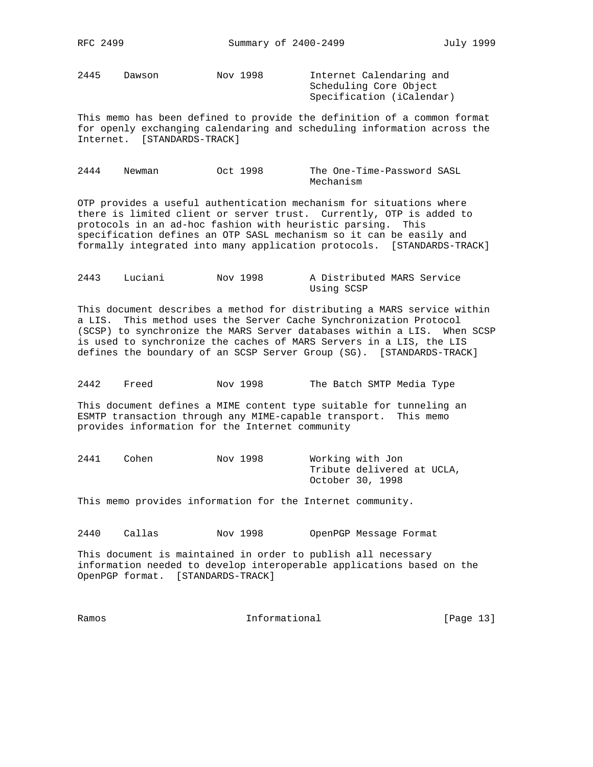2445    Dawson          Nov 1998        Internet Calendaring and Scheduling Core Object Specification (iCalendar)

This memo has been defined to provide the definition of a common format for openly exchanging calendaring and scheduling information across the Internet.  [STANDARDS-TRACK]

2444    Newman          Oct 1998        The One-Time-Password SASL Mechanism

OTP provides a useful authentication mechanism for situations where there is limited client or server trust.  Currently, OTP is added to protocols in an ad-hoc fashion with heuristic parsing.  This specification defines an OTP SASL mechanism so it can be easily and formally integrated into many application protocols.  [STANDARDS-TRACK]

2443    Luciani         Nov 1998        A Distributed MARS Service Using SCSP

This document describes a method for distributing a MARS service within a LIS.  This method uses the Server Cache Synchronization Protocol (SCSP) to synchronize the MARS Server databases within a LIS.  When SCSP is used to synchronize the caches of MARS Servers in a LIS, the LIS defines the boundary of an SCSP Server Group (SG).  [STANDARDS-TRACK]

2442    Freed           Nov 1998        The Batch SMTP Media Type

This document defines a MIME content type suitable for tunneling an ESMTP transaction through any MIME-capable transport.  This memo provides information for the Internet community

2441    Cohen           Nov 1998        Working with Jon Tribute delivered at UCLA, October 30, 1998

This memo provides information for the Internet community.

2440    Callas          Nov 1998        OpenPGP Message Format

This document is maintained in order to publish all necessary information needed to develop interoperable applications based on the OpenPGP format.  [STANDARDS-TRACK]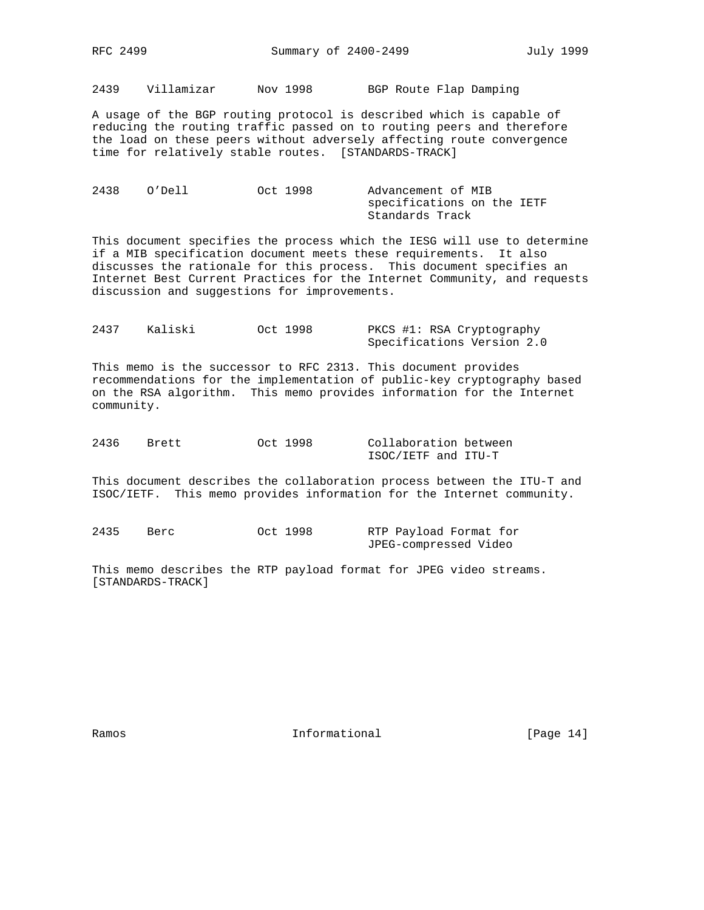2439    Villamizar      Nov 1998        BGP Route Flap Damping

A usage of the BGP routing protocol is described which is capable of reducing the routing traffic passed on to routing peers and therefore the load on these peers without adversely affecting route convergence time for relatively stable routes. [STANDARDS-TRACK]

2438    O'Dell          Oct 1998        Advancement of MIB specifications on the IETF Standards Track

This document specifies the process which the IESG will use to determine if a MIB specification document meets these requirements. It also discusses the rationale for this process. This document specifies an Internet Best Current Practices for the Internet Community, and requests discussion and suggestions for improvements.

2437    Kaliski         Oct 1998        PKCS #1: RSA Cryptography Specifications Version 2.0

This memo is the successor to RFC 2313. This document provides recommendations for the implementation of public-key cryptography based on the RSA algorithm. This memo provides information for the Internet community.

2436    Brett           Oct 1998        Collaboration between ISOC/IETF and ITU-T

This document describes the collaboration process between the ITU-T and ISOC/IETF. This memo provides information for the Internet community.

2435    Berc            Oct 1998        RTP Payload Format for JPEG-compressed Video

This memo describes the RTP payload format for JPEG video streams. [STANDARDS-TRACK]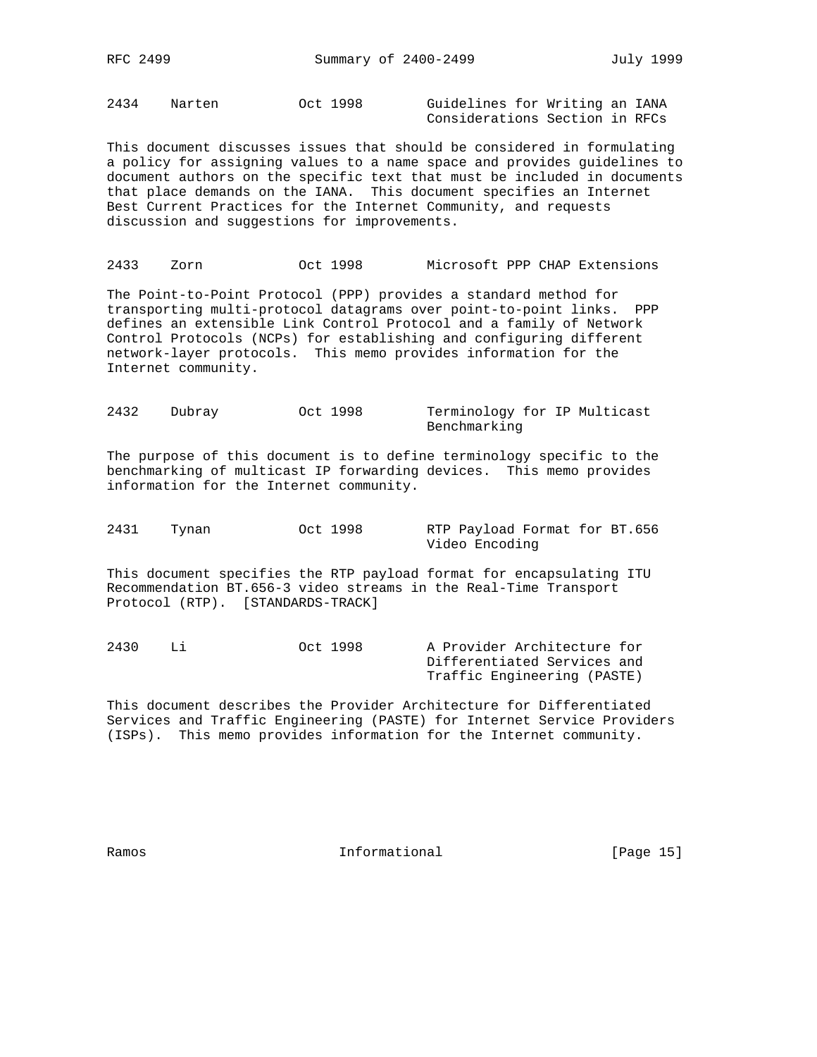2434 Narten Oct 1998 Guidelines for Writing an IANA Considerations Section in RFCs

This document discusses issues that should be considered in formulating a policy for assigning values to a name space and provides guidelines to document authors on the specific text that must be included in documents that place demands on the IANA. This document specifies an Internet Best Current Practices for the Internet Community, and requests discussion and suggestions for improvements.

2433 Zorn Oct 1998 Microsoft PPP CHAP Extensions

The Point-to-Point Protocol (PPP) provides a standard method for transporting multi-protocol datagrams over point-to-point links. PPP defines an extensible Link Control Protocol and a family of Network Control Protocols (NCPs) for establishing and configuring different network-layer protocols. This memo provides information for the Internet community.

2432 Dubray Oct 1998 Terminology for IP Multicast Benchmarking

The purpose of this document is to define terminology specific to the benchmarking of multicast IP forwarding devices. This memo provides information for the Internet community.

2431 Tynan Oct 1998 RTP Payload Format for BT.656 Video Encoding

This document specifies the RTP payload format for encapsulating ITU Recommendation BT.656-3 video streams in the Real-Time Transport Protocol (RTP). [STANDARDS-TRACK]

2430 Li Oct 1998 A Provider Architecture for Differentiated Services and Traffic Engineering (PASTE)

This document describes the Provider Architecture for Differentiated Services and Traffic Engineering (PASTE) for Internet Service Providers (ISPs). This memo provides information for the Internet community.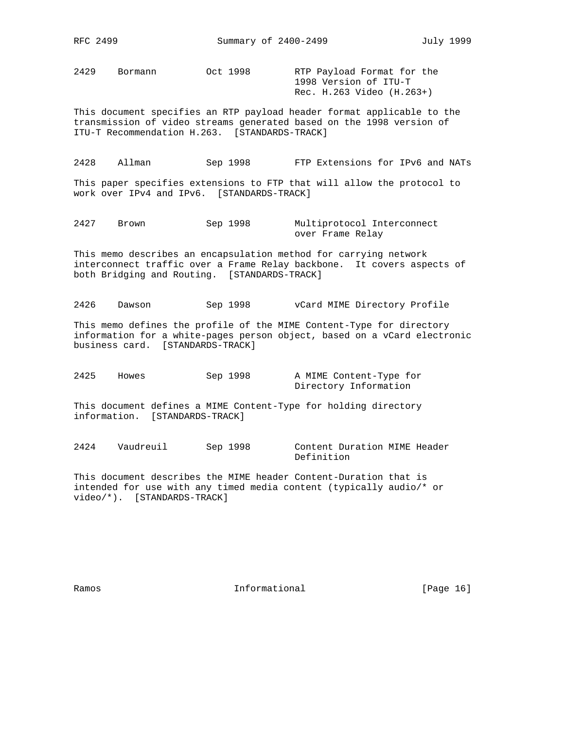2429    Bormann         Oct 1998        RTP Payload Format for the
                                        1998 Version of ITU-T
                                        Rec. H.263 Video (H.263+)

This document specifies an RTP payload header format applicable to the transmission of video streams generated based on the 1998 version of ITU-T Recommendation H.263. [STANDARDS-TRACK]

2428    Allman          Sep 1998        FTP Extensions for IPv6 and NATs

This paper specifies extensions to FTP that will allow the protocol to work over IPv4 and IPv6. [STANDARDS-TRACK]

2427    Brown           Sep 1998        Multiprotocol Interconnect
                                        over Frame Relay

This memo describes an encapsulation method for carrying network interconnect traffic over a Frame Relay backbone. It covers aspects of both Bridging and Routing. [STANDARDS-TRACK]

2426    Dawson          Sep 1998        vCard MIME Directory Profile

This memo defines the profile of the MIME Content-Type for directory information for a white-pages person object, based on a vCard electronic business card. [STANDARDS-TRACK]

2425    Howes           Sep 1998        A MIME Content-Type for
                                        Directory Information

This document defines a MIME Content-Type for holding directory information. [STANDARDS-TRACK]

2424    Vaudreuil       Sep 1998        Content Duration MIME Header
                                        Definition

This document describes the MIME header Content-Duration that is intended for use with any timed media content (typically audio/* or video/*). [STANDARDS-TRACK]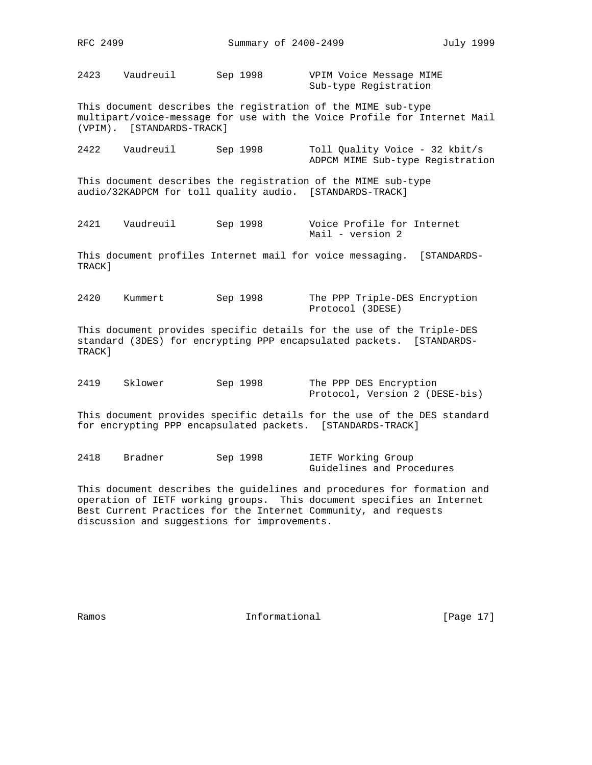2423 Vaudreuil Sep 1998 VPIM Voice Message MIME Sub-type Registration

This document describes the registration of the MIME sub-type multipart/voice-message for use with the Voice Profile for Internet Mail (VPIM). [STANDARDS-TRACK]

2422 Vaudreuil Sep 1998 Toll Quality Voice - 32 kbit/s ADPCM MIME Sub-type Registration

This document describes the registration of the MIME sub-type audio/32KADPCM for toll quality audio. [STANDARDS-TRACK]

2421 Vaudreuil Sep 1998 Voice Profile for Internet Mail - version 2

This document profiles Internet mail for voice messaging. [STANDARDS-TRACK]

2420 Kummert Sep 1998 The PPP Triple-DES Encryption Protocol (3DESE)

This document provides specific details for the use of the Triple-DES standard (3DES) for encrypting PPP encapsulated packets. [STANDARDS-TRACK]

2419 Sklower Sep 1998 The PPP DES Encryption Protocol, Version 2 (DESE-bis)

This document provides specific details for the use of the DES standard for encrypting PPP encapsulated packets. [STANDARDS-TRACK]

2418 Bradner Sep 1998 IETF Working Group Guidelines and Procedures

This document describes the guidelines and procedures for formation and operation of IETF working groups. This document specifies an Internet Best Current Practices for the Internet Community, and requests discussion and suggestions for improvements.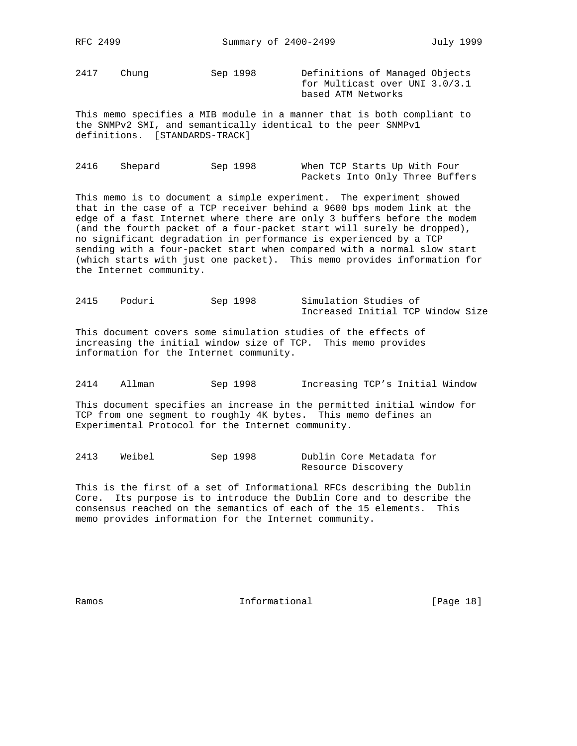2417    Chung           Sep 1998        Definitions of Managed Objects for Multicast over UNI 3.0/3.1 based ATM Networks

This memo specifies a MIB module in a manner that is both compliant to the SNMPv2 SMI, and semantically identical to the peer SNMPv1 definitions. [STANDARDS-TRACK]

2416    Shepard         Sep 1998        When TCP Starts Up With Four Packets Into Only Three Buffers

This memo is to document a simple experiment. The experiment showed that in the case of a TCP receiver behind a 9600 bps modem link at the edge of a fast Internet where there are only 3 buffers before the modem (and the fourth packet of a four-packet start will surely be dropped), no significant degradation in performance is experienced by a TCP sending with a four-packet start when compared with a normal slow start (which starts with just one packet). This memo provides information for the Internet community.

2415    Poduri          Sep 1998        Simulation Studies of Increased Initial TCP Window Size

This document covers some simulation studies of the effects of increasing the initial window size of TCP. This memo provides information for the Internet community.

2414    Allman          Sep 1998        Increasing TCP's Initial Window

This document specifies an increase in the permitted initial window for TCP from one segment to roughly 4K bytes. This memo defines an Experimental Protocol for the Internet community.

2413    Weibel          Sep 1998        Dublin Core Metadata for Resource Discovery

This is the first of a set of Informational RFCs describing the Dublin Core. Its purpose is to introduce the Dublin Core and to describe the consensus reached on the semantics of each of the 15 elements. This memo provides information for the Internet community.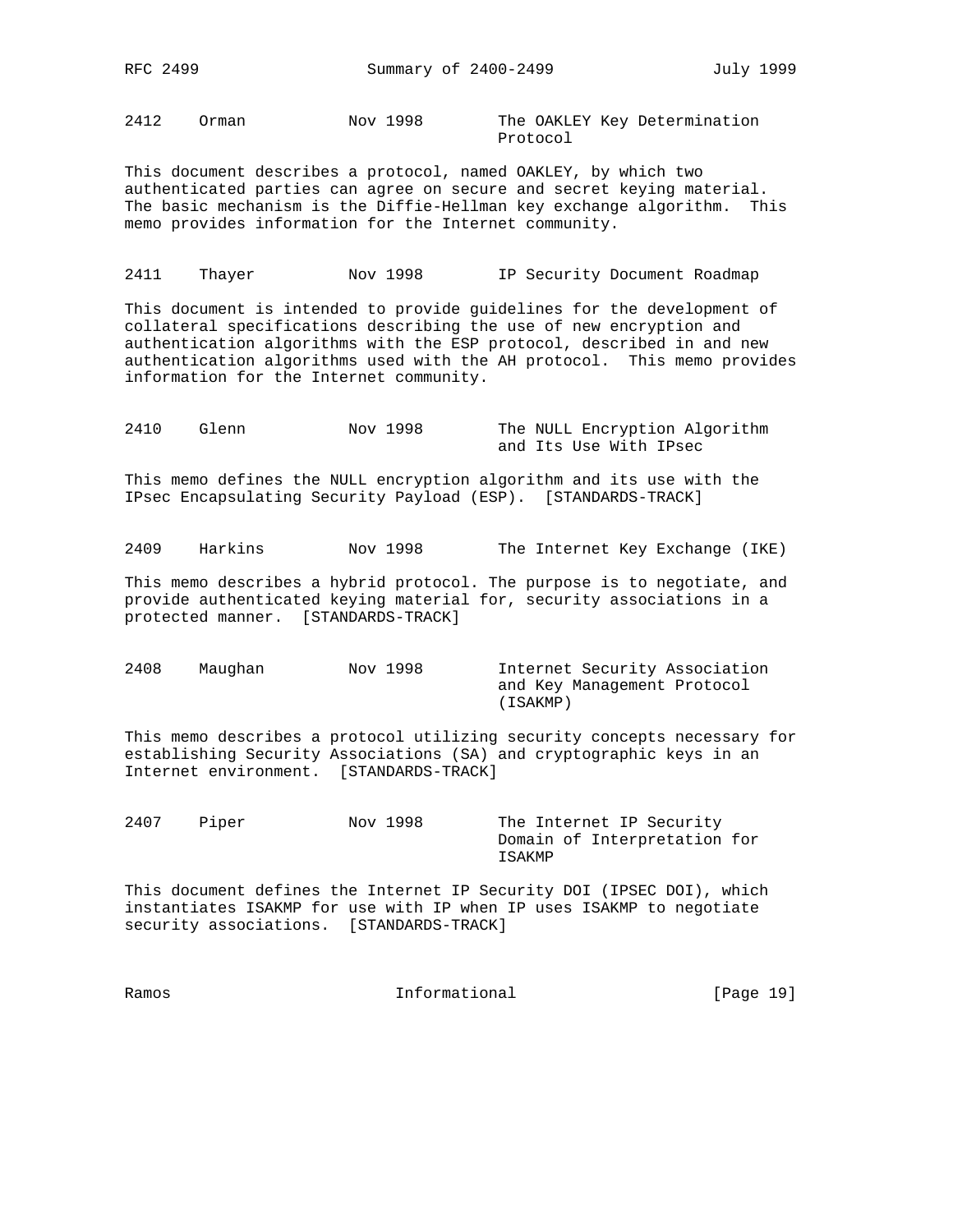2412 Orman Nov 1998 The OAKLEY Key Determination Protocol

This document describes a protocol, named OAKLEY, by which two authenticated parties can agree on secure and secret keying material. The basic mechanism is the Diffie-Hellman key exchange algorithm. This memo provides information for the Internet community.

2411 Thayer Nov 1998 IP Security Document Roadmap

This document is intended to provide guidelines for the development of collateral specifications describing the use of new encryption and authentication algorithms with the ESP protocol, described in and new authentication algorithms used with the AH protocol. This memo provides information for the Internet community.

2410 Glenn Nov 1998 The NULL Encryption Algorithm and Its Use With IPsec

This memo defines the NULL encryption algorithm and its use with the IPsec Encapsulating Security Payload (ESP). [STANDARDS-TRACK]

2409 Harkins Nov 1998 The Internet Key Exchange (IKE)

This memo describes a hybrid protocol. The purpose is to negotiate, and provide authenticated keying material for, security associations in a protected manner. [STANDARDS-TRACK]

2408 Maughan Nov 1998 Internet Security Association and Key Management Protocol (ISAKMP)

This memo describes a protocol utilizing security concepts necessary for establishing Security Associations (SA) and cryptographic keys in an Internet environment. [STANDARDS-TRACK]

2407 Piper Nov 1998 The Internet IP Security Domain of Interpretation for ISAKMP

This document defines the Internet IP Security DOI (IPSEC DOI), which instantiates ISAKMP for use with IP when IP uses ISAKMP to negotiate security associations. [STANDARDS-TRACK]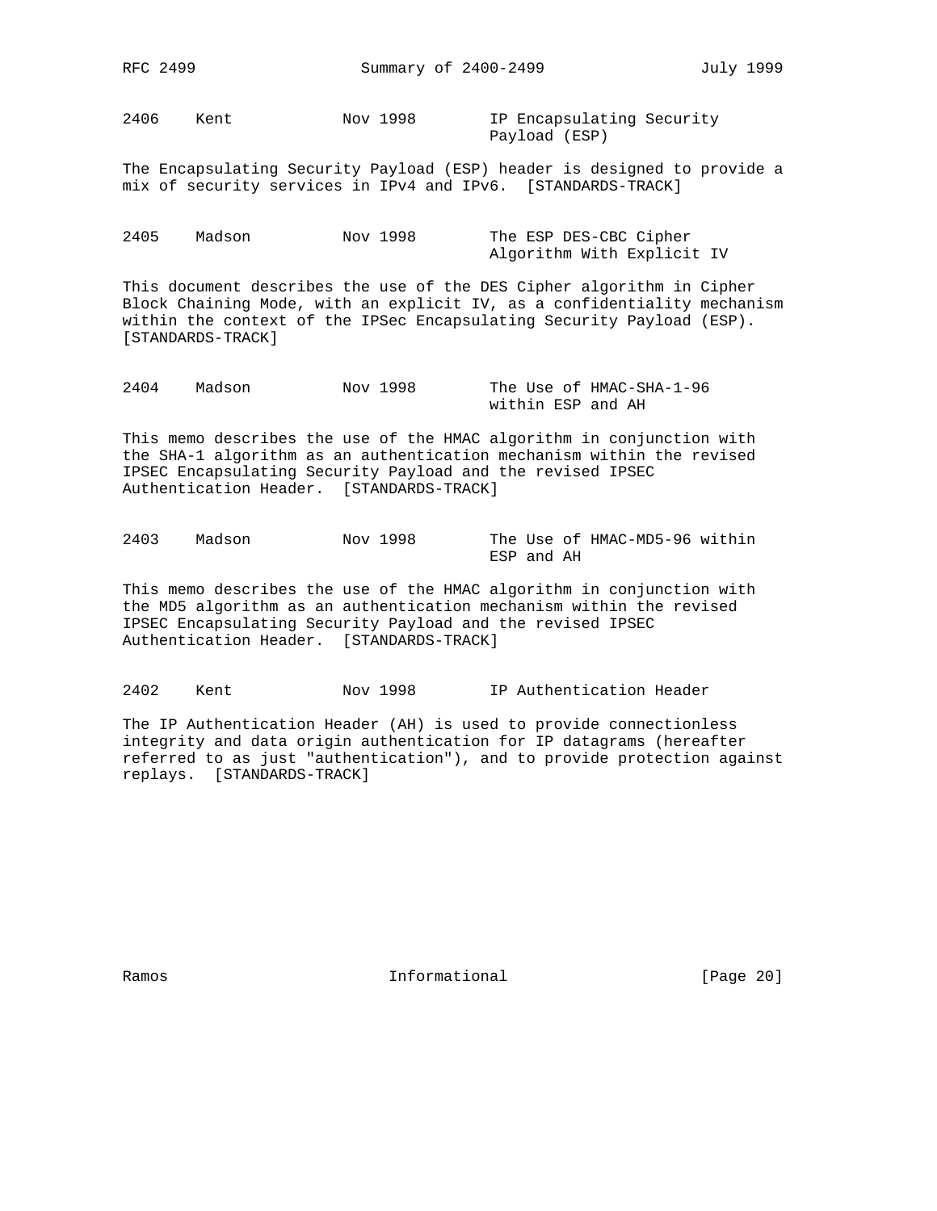2406    Kent    Nov 1998    IP Encapsulating Security Payload (ESP)

The Encapsulating Security Payload (ESP) header is designed to provide a mix of security services in IPv4 and IPv6. [STANDARDS-TRACK]

2405    Madson    Nov 1998    The ESP DES-CBC Cipher Algorithm With Explicit IV

This document describes the use of the DES Cipher algorithm in Cipher Block Chaining Mode, with an explicit IV, as a confidentiality mechanism within the context of the IPSec Encapsulating Security Payload (ESP). [STANDARDS-TRACK]

2404    Madson    Nov 1998    The Use of HMAC-SHA-1-96 within ESP and AH

This memo describes the use of the HMAC algorithm in conjunction with the SHA-1 algorithm as an authentication mechanism within the revised IPSEC Encapsulating Security Payload and the revised IPSEC Authentication Header. [STANDARDS-TRACK]

2403    Madson    Nov 1998    The Use of HMAC-MD5-96 within ESP and AH

This memo describes the use of the HMAC algorithm in conjunction with the MD5 algorithm as an authentication mechanism within the revised IPSEC Encapsulating Security Payload and the revised IPSEC Authentication Header. [STANDARDS-TRACK]

2402    Kent    Nov 1998    IP Authentication Header

The IP Authentication Header (AH) is used to provide connectionless integrity and data origin authentication for IP datagrams (hereafter referred to as just "authentication"), and to provide protection against replays. [STANDARDS-TRACK]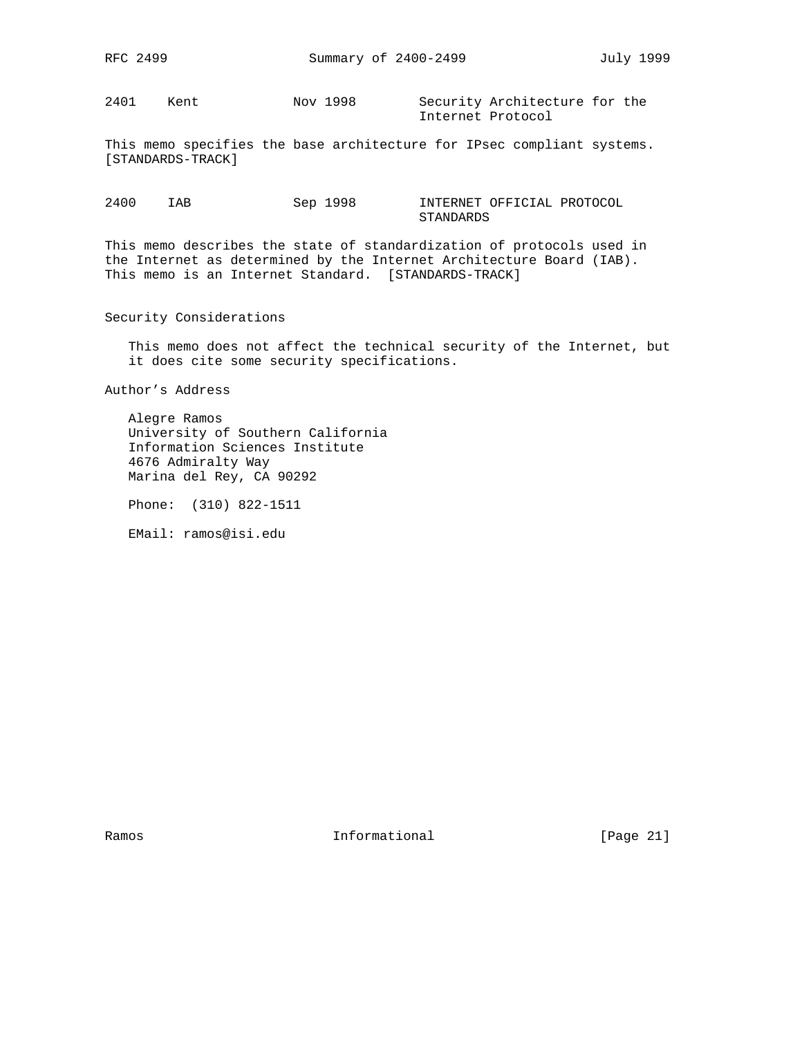2401 Kent Nov 1998 Security Architecture for the Internet Protocol

This memo specifies the base architecture for IPsec compliant systems. [STANDARDS-TRACK]

2400 IAB Sep 1998 INTERNET OFFICIAL PROTOCOL STANDARDS

This memo describes the state of standardization of protocols used in the Internet as determined by the Internet Architecture Board (IAB). This memo is an Internet Standard. [STANDARDS-TRACK]

## Security Considerations

This memo does not affect the technical security of the Internet, but it does cite some security specifications.

## Author's Address

Alegre Ramos
University of Southern California
Information Sciences Institute
4676 Admiralty Way
Marina del Rey, CA 90292

Phone: (310) 822-1511

EMail: ramos@isi.edu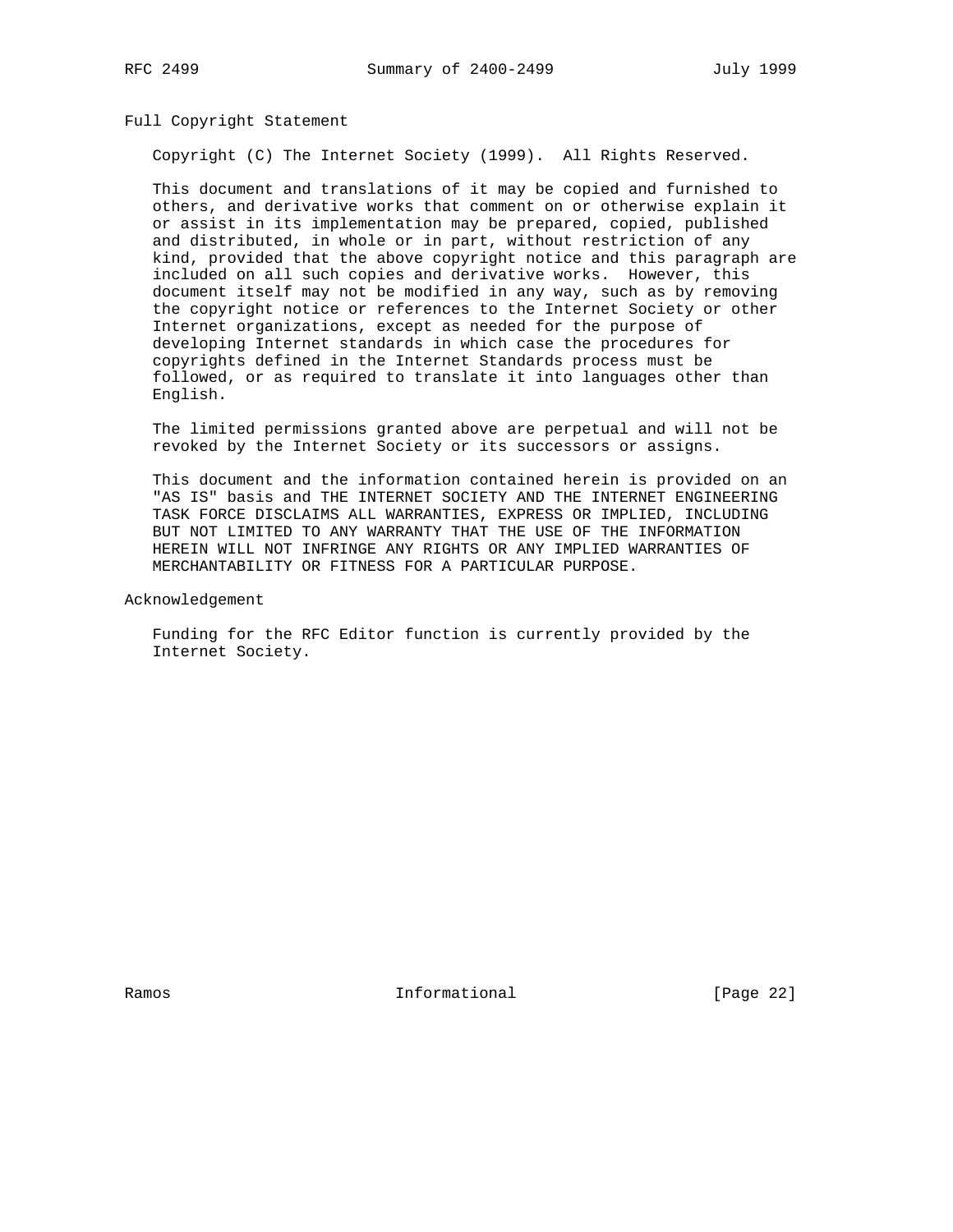## Full Copyright Statement

Copyright (C) The Internet Society (1999). All Rights Reserved.

This document and translations of it may be copied and furnished to others, and derivative works that comment on or otherwise explain it or assist in its implementation may be prepared, copied, published and distributed, in whole or in part, without restriction of any kind, provided that the above copyright notice and this paragraph are included on all such copies and derivative works. However, this document itself may not be modified in any way, such as by removing the copyright notice or references to the Internet Society or other Internet organizations, except as needed for the purpose of developing Internet standards in which case the procedures for copyrights defined in the Internet Standards process must be followed, or as required to translate it into languages other than English.

The limited permissions granted above are perpetual and will not be revoked by the Internet Society or its successors or assigns.

This document and the information contained herein is provided on an "AS IS" basis and THE INTERNET SOCIETY AND THE INTERNET ENGINEERING TASK FORCE DISCLAIMS ALL WARRANTIES, EXPRESS OR IMPLIED, INCLUDING BUT NOT LIMITED TO ANY WARRANTY THAT THE USE OF THE INFORMATION HEREIN WILL NOT INFRINGE ANY RIGHTS OR ANY IMPLIED WARRANTIES OF MERCHANTABILITY OR FITNESS FOR A PARTICULAR PURPOSE.

## Acknowledgement

Funding for the RFC Editor function is currently provided by the Internet Society.